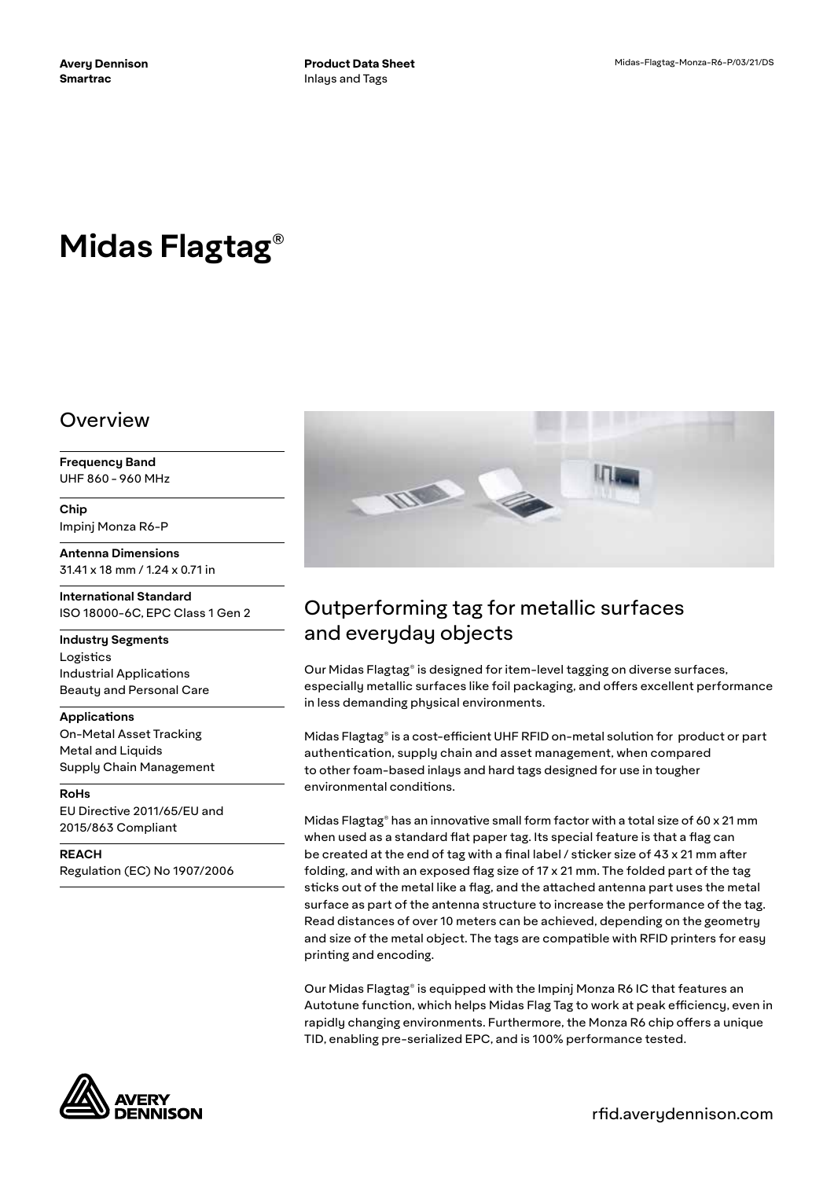Avery Dennison
Smartrac

**Product Data Sheet**
Inlays and Tags

Midas-Flagtag-Monza-R6-P/03/21/DS

# Midas Flagtag®

## Overview

**Frequency Band**
UHF 860 - 960 MHz

**Chip**
Impinj Monza R6-P

**Antenna Dimensions**
31.41 x 18 mm / 1.24 x 0.71 in

**International Standard**
ISO 18000-6C, EPC Class 1 Gen 2

**Industry Segments**
Logistics
Industrial Applications
Beauty and Personal Care

**Applications**
On-Metal Asset Tracking
Metal and Liquids
Supply Chain Management

**RoHs**
EU Directive 2011/65/EU and 2015/863 Compliant

**REACH**
Regulation (EC) No 1907/2006

## Outperforming tag for metallic surfaces and everyday objects

Our Midas Flagtag® is designed for item-level tagging on diverse surfaces, especially metallic surfaces like foil packaging, and offers excellent performance in less demanding physical environments.

Midas Flagtag® is a cost-efficient UHF RFID on-metal solution for product or part authentication, supply chain and asset management, when compared to other foam-based inlays and hard tags designed for use in tougher environmental conditions.

Midas Flagtag® has an innovative small form factor with a total size of 60 x 21 mm when used as a standard flat paper tag. Its special feature is that a flag can be created at the end of tag with a final label / sticker size of 43 x 21 mm after folding, and with an exposed flag size of 17 x 21 mm. The folded part of the tag sticks out of the metal like a flag, and the attached antenna part uses the metal surface as part of the antenna structure to increase the performance of the tag. Read distances of over 10 meters can be achieved, depending on the geometry and size of the metal object. The tags are compatible with RFID printers for easy printing and encoding.

Our Midas Flagtag® is equipped with the Impinj Monza R6 IC that features an Autotune function, which helps Midas Flag Tag to work at peak efficiency, even in rapidly changing environments. Furthermore, the Monza R6 chip offers a unique TID, enabling pre-serialized EPC, and is 100% performance tested.

rfid.averydennison.com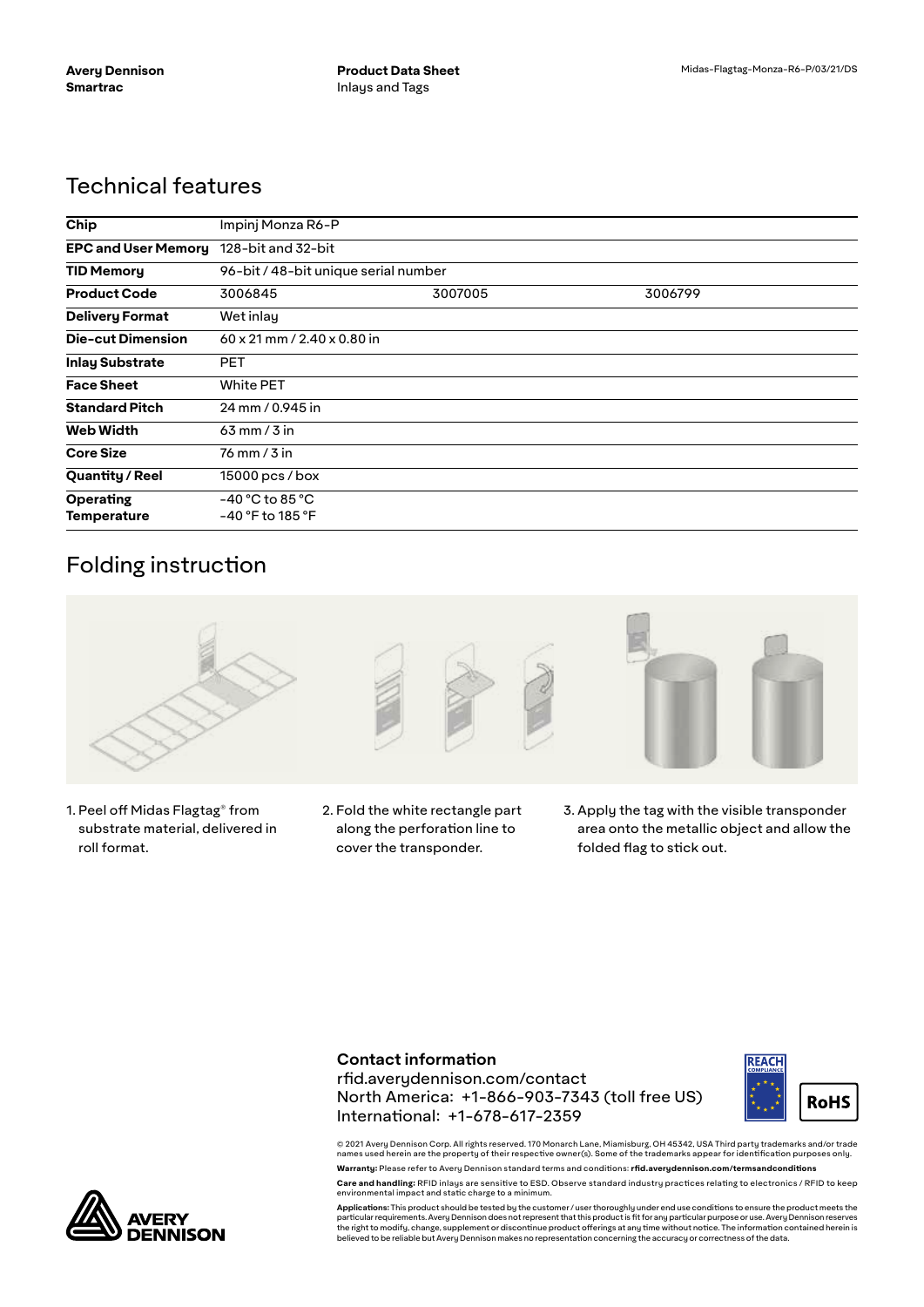## Technical features

| | | | |
|---|---|---|---|
| **Chip** | Impinj Monza R6-P | | |
| **EPC and User Memory** | 128-bit and 32-bit | | |
| **TID Memory** | 96-bit / 48-bit unique serial number | | |
| **Product Code** | 3006845 | 3007005 | 3006799 |
| **Delivery Format** | Wet inlay | | |
| **Die-cut Dimension** | 60 x 21 mm / 2.40 x 0.80 in | | |
| **Inlay Substrate** | PET | | |
| **Face Sheet** | White PET | | |
| **Standard Pitch** | 24 mm / 0.945 in | | |
| **Web Width** | 63 mm / 3 in | | |
| **Core Size** | 76 mm / 3 in | | |
| **Quantity / Reel** | 15000 pcs / box | | |
| **Operating Temperature** | -40 °C to 85 °C<br>-40 °F to 185 °F | | |

## Folding instruction

1. Peel off Midas Flagtag® from substrate material, delivered in roll format.
2. Fold the white rectangle part along the perforation line to cover the transponder.
3. Apply the tag with the visible transponder area onto the metallic object and allow the folded flag to stick out.

**Contact information**
rfid.averydennison.com/contact
North America: +1-866-903-7343 (toll free US)
International: +1-678-617-2359

REACH COMPLIANCE

RoHS

© 2021 Avery Dennison Corp. All rights reserved. 170 Monarch Lane, Miamisburg, OH 45342, USA Third party trademarks and/or trade names used herein are the property of their respective owner(s). Some of the trademarks appear for identification purposes only.

**Warranty:** Please refer to Avery Dennison standard terms and conditions: **rfid.averydennison.com/termsandconditions**

**Care and handling:** RFID inlays are sensitive to ESD. Observe standard industry practices relating to electronics / RFID to keep environmental impact and static charge to a minimum.

**Applications:** This product should be tested by the customer / user thoroughly under end use conditions to ensure the product meets the particular requirements. Avery Dennison does not represent that this product is fit for any particular purpose or use. Avery Dennison reserves the right to modify, change, supplement or discontinue product offerings at any time without notice. The information contained herein is believed to be reliable but Avery Dennison makes no representation concerning the accuracy or correctness of the data.

AVERY DENNISON